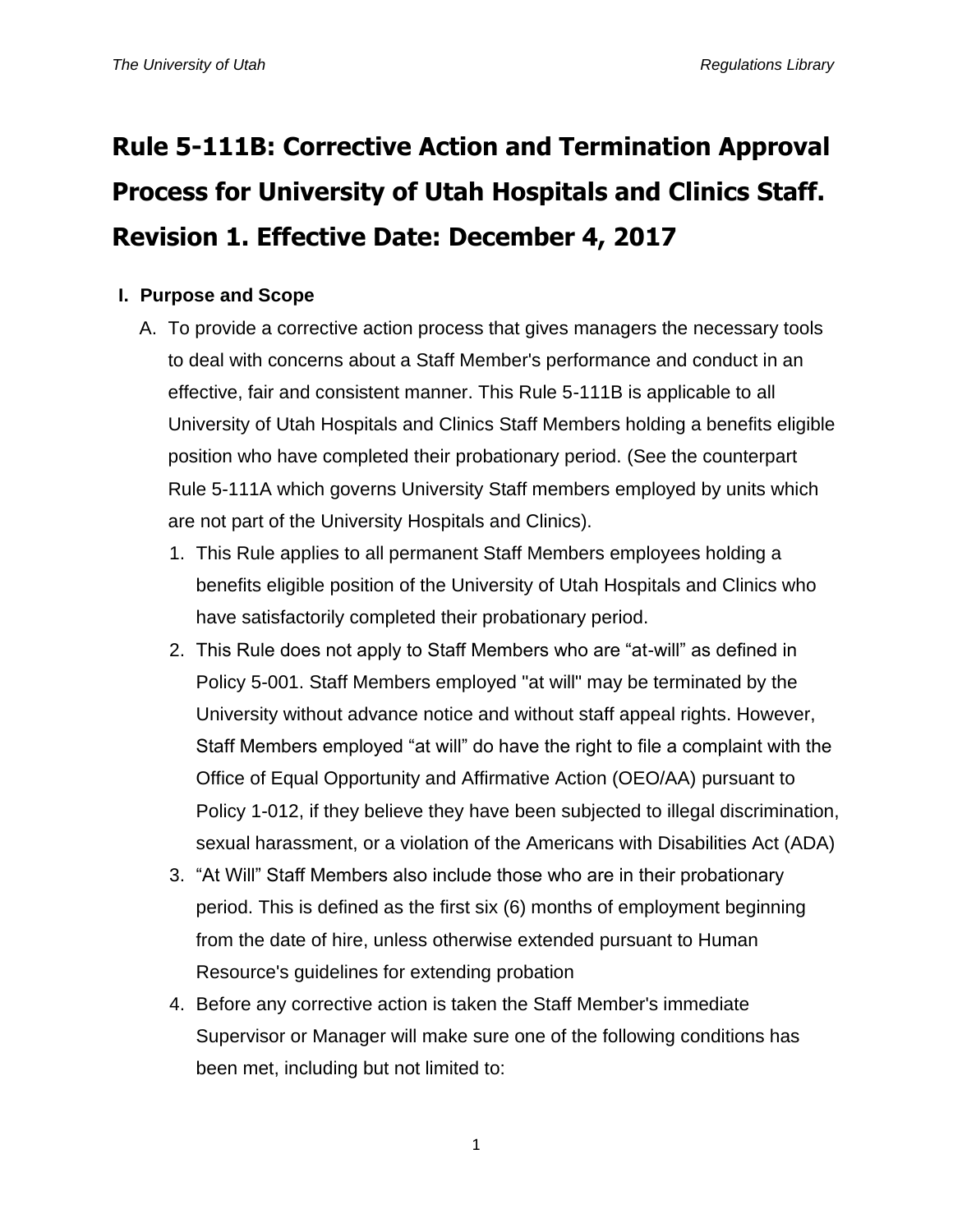# Rule 5-111B: Corrective Action and Termination Approval Process for University of Utah Hospitals and Clinics Staff. Revision 1. Effective Date: December 4, 2017

## I. Purpose and Scope

A. To provide a corrective action process that gives managers the necessary tools to deal with concerns about a Staff Member's performance and conduct in an effective, fair and consistent manner. This Rule 5-111B is applicable to all University of Utah Hospitals and Clinics Staff Members holding a benefits eligible position who have completed their probationary period. (See the counterpart Rule 5-111A which governs University Staff members employed by units which are not part of the University Hospitals and Clinics).

1. This Rule applies to all permanent Staff Members employees holding a benefits eligible position of the University of Utah Hospitals and Clinics who have satisfactorily completed their probationary period.
2. This Rule does not apply to Staff Members who are "at-will" as defined in Policy 5-001. Staff Members employed "at will" may be terminated by the University without advance notice and without staff appeal rights. However, Staff Members employed "at will" do have the right to file a complaint with the Office of Equal Opportunity and Affirmative Action (OEO/AA) pursuant to Policy 1-012, if they believe they have been subjected to illegal discrimination, sexual harassment, or a violation of the Americans with Disabilities Act (ADA)
3. "At Will" Staff Members also include those who are in their probationary period. This is defined as the first six (6) months of employment beginning from the date of hire, unless otherwise extended pursuant to Human Resource's guidelines for extending probation
4. Before any corrective action is taken the Staff Member's immediate Supervisor or Manager will make sure one of the following conditions has been met, including but not limited to: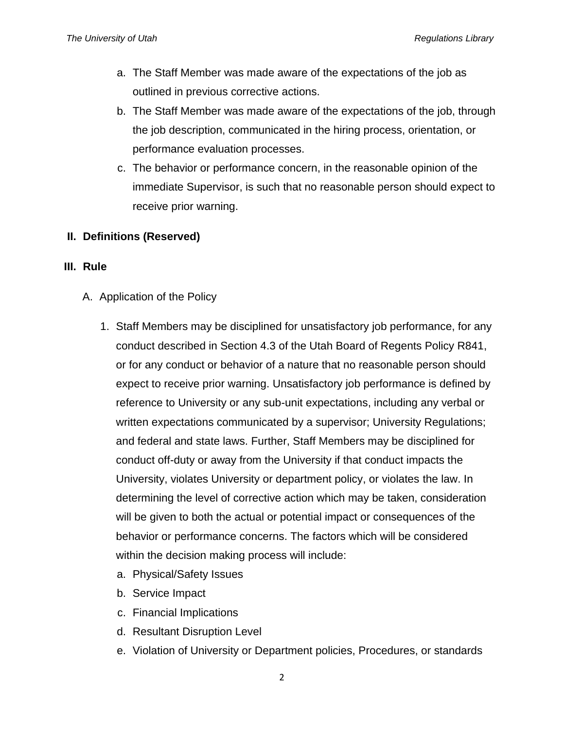a. The Staff Member was made aware of the expectations of the job as outlined in previous corrective actions.
b. The Staff Member was made aware of the expectations of the job, through the job description, communicated in the hiring process, orientation, or performance evaluation processes.
c. The behavior or performance concern, in the reasonable opinion of the immediate Supervisor, is such that no reasonable person should expect to receive prior warning.

## II. Definitions (Reserved)

## III. Rule

A. Application of the Policy

1. Staff Members may be disciplined for unsatisfactory job performance, for any conduct described in Section 4.3 of the Utah Board of Regents Policy R841, or for any conduct or behavior of a nature that no reasonable person should expect to receive prior warning. Unsatisfactory job performance is defined by reference to University or any sub-unit expectations, including any verbal or written expectations communicated by a supervisor; University Regulations; and federal and state laws. Further, Staff Members may be disciplined for conduct off-duty or away from the University if that conduct impacts the University, violates University or department policy, or violates the law. In determining the level of corrective action which may be taken, consideration will be given to both the actual or potential impact or consequences of the behavior or performance concerns. The factors which will be considered within the decision making process will include:
   a. Physical/Safety Issues
   b. Service Impact
   c. Financial Implications
   d. Resultant Disruption Level
   e. Violation of University or Department policies, Procedures, or standards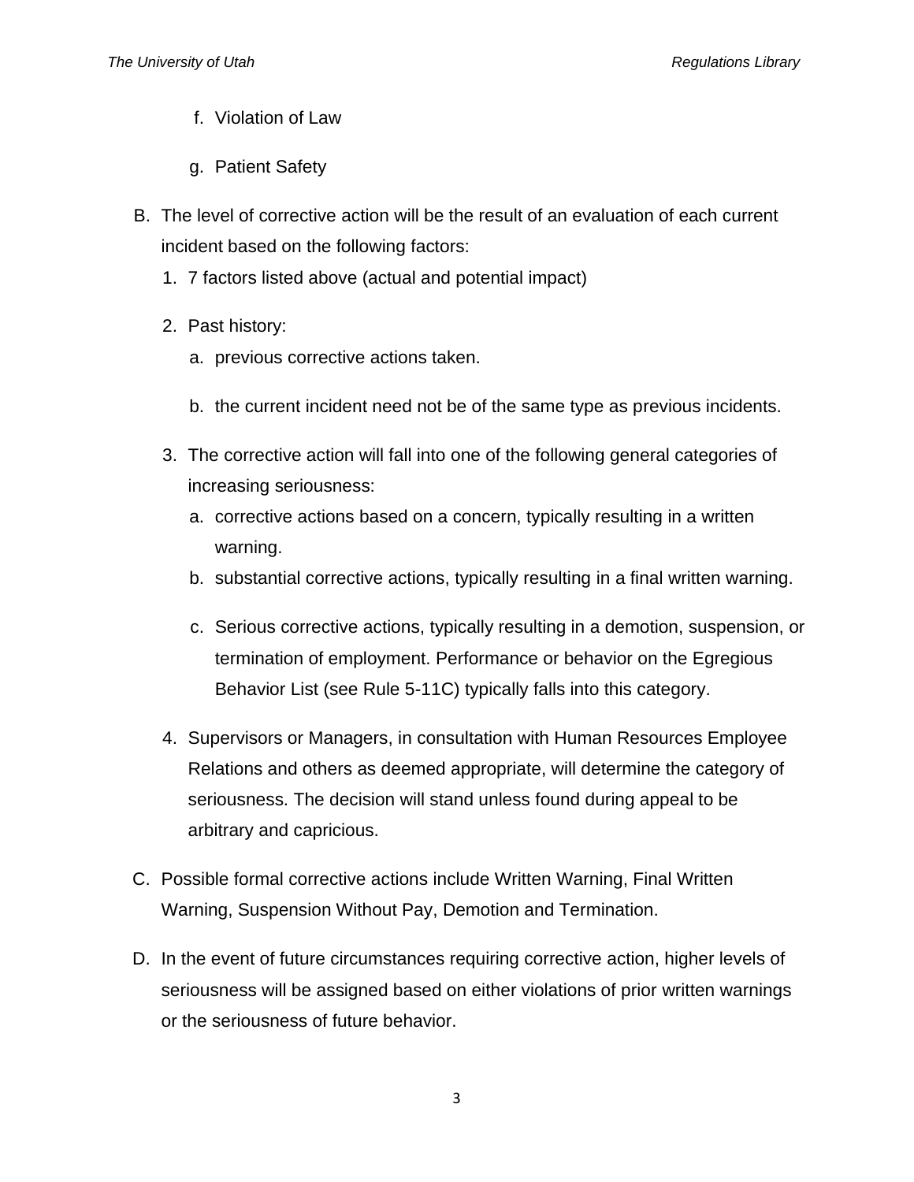f. Violation of Law

g. Patient Safety

B. The level of corrective action will be the result of an evaluation of each current incident based on the following factors:

   1. 7 factors listed above (actual and potential impact)

   2. Past history:

      a. previous corrective actions taken.

      b. the current incident need not be of the same type as previous incidents.

   3. The corrective action will fall into one of the following general categories of increasing seriousness:

      a. corrective actions based on a concern, typically resulting in a written warning.

      b. substantial corrective actions, typically resulting in a final written warning.

      c. Serious corrective actions, typically resulting in a demotion, suspension, or termination of employment. Performance or behavior on the Egregious Behavior List (see Rule 5-11C) typically falls into this category.

   4. Supervisors or Managers, in consultation with Human Resources Employee Relations and others as deemed appropriate, will determine the category of seriousness. The decision will stand unless found during appeal to be arbitrary and capricious.

C. Possible formal corrective actions include Written Warning, Final Written Warning, Suspension Without Pay, Demotion and Termination.

D. In the event of future circumstances requiring corrective action, higher levels of seriousness will be assigned based on either violations of prior written warnings or the seriousness of future behavior.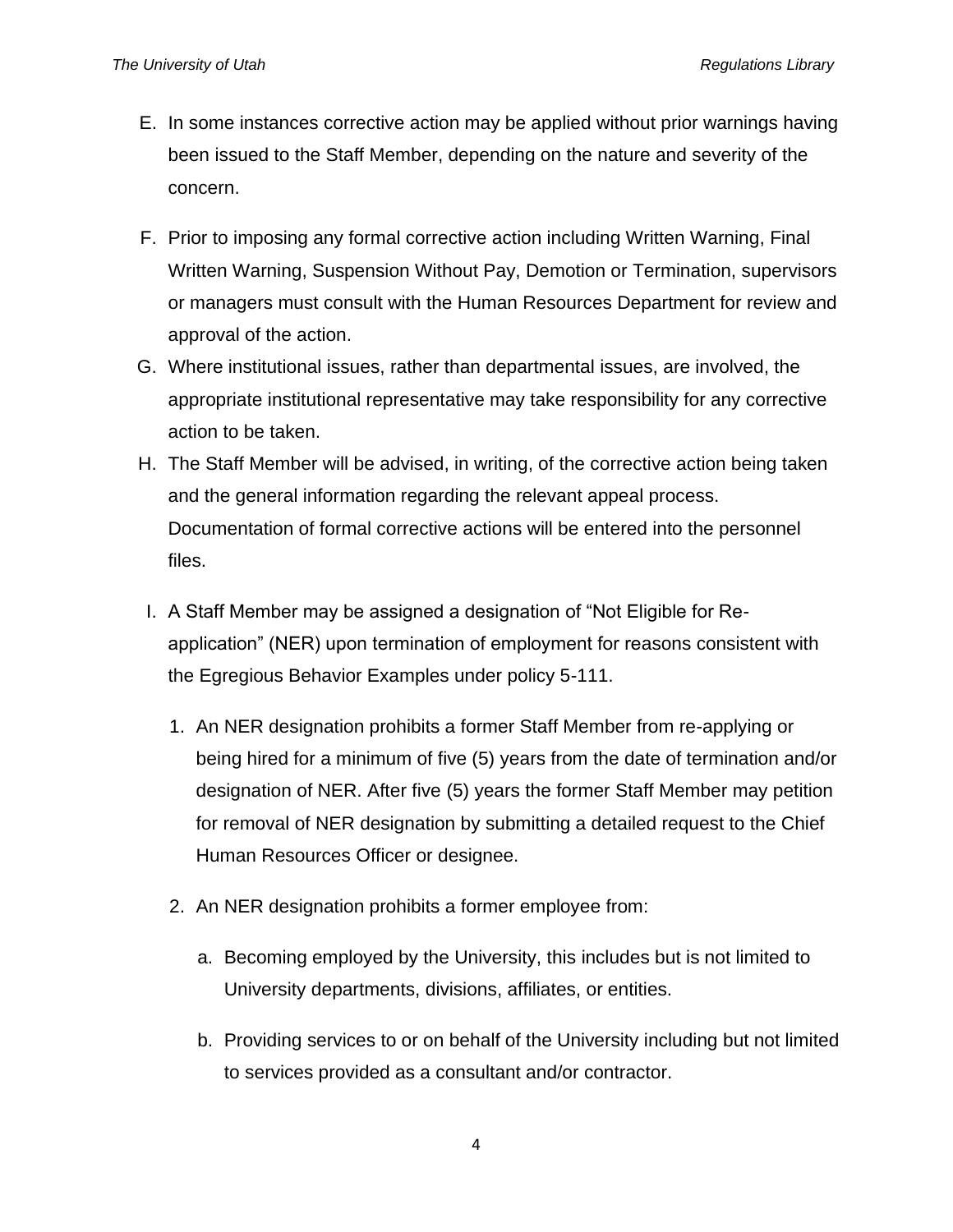E. In some instances corrective action may be applied without prior warnings having been issued to the Staff Member, depending on the nature and severity of the concern.

F. Prior to imposing any formal corrective action including Written Warning, Final Written Warning, Suspension Without Pay, Demotion or Termination, supervisors or managers must consult with the Human Resources Department for review and approval of the action.

G. Where institutional issues, rather than departmental issues, are involved, the appropriate institutional representative may take responsibility for any corrective action to be taken.

H. The Staff Member will be advised, in writing, of the corrective action being taken and the general information regarding the relevant appeal process. Documentation of formal corrective actions will be entered into the personnel files.

I. A Staff Member may be assigned a designation of "Not Eligible for Re-application" (NER) upon termination of employment for reasons consistent with the Egregious Behavior Examples under policy 5-111.

   1. An NER designation prohibits a former Staff Member from re-applying or being hired for a minimum of five (5) years from the date of termination and/or designation of NER. After five (5) years the former Staff Member may petition for removal of NER designation by submitting a detailed request to the Chief Human Resources Officer or designee.

   2. An NER designation prohibits a former employee from:

      a. Becoming employed by the University, this includes but is not limited to University departments, divisions, affiliates, or entities.

      b. Providing services to or on behalf of the University including but not limited to services provided as a consultant and/or contractor.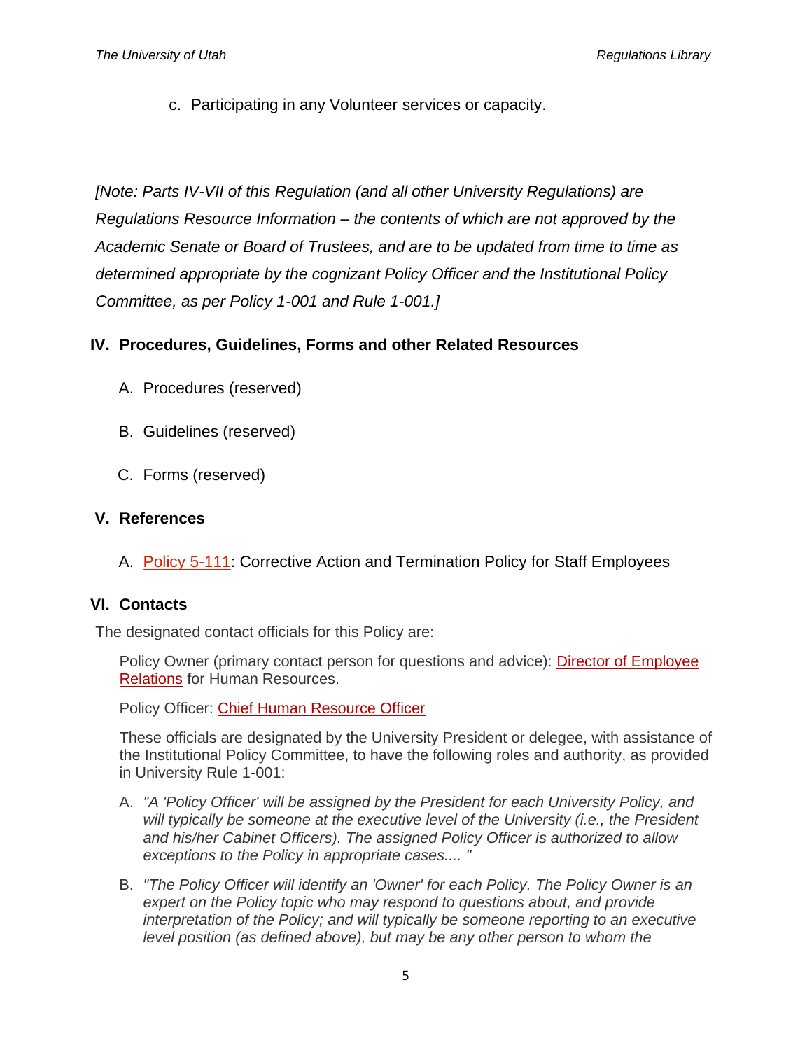c. Participating in any Volunteer services or capacity.

---

*[Note: Parts IV-VII of this Regulation (and all other University Regulations) are Regulations Resource Information – the contents of which are not approved by the Academic Senate or Board of Trustees, and are to be updated from time to time as determined appropriate by the cognizant Policy Officer and the Institutional Policy Committee, as per Policy 1-001 and Rule 1-001.]*

## IV. Procedures, Guidelines, Forms and other Related Resources

A. Procedures (reserved)

B. Guidelines (reserved)

C. Forms (reserved)

## V. References

A. Policy 5-111: Corrective Action and Termination Policy for Staff Employees

## VI. Contacts

The designated contact officials for this Policy are:

Policy Owner (primary contact person for questions and advice): Director of Employee Relations for Human Resources.

Policy Officer: Chief Human Resource Officer

These officials are designated by the University President or delegee, with assistance of the Institutional Policy Committee, to have the following roles and authority, as provided in University Rule 1-001:

A. *"A 'Policy Officer' will be assigned by the President for each University Policy, and will typically be someone at the executive level of the University (i.e., the President and his/her Cabinet Officers). The assigned Policy Officer is authorized to allow exceptions to the Policy in appropriate cases.... "*

B. *"The Policy Officer will identify an 'Owner' for each Policy. The Policy Owner is an expert on the Policy topic who may respond to questions about, and provide interpretation of the Policy; and will typically be someone reporting to an executive level position (as defined above), but may be any other person to whom the*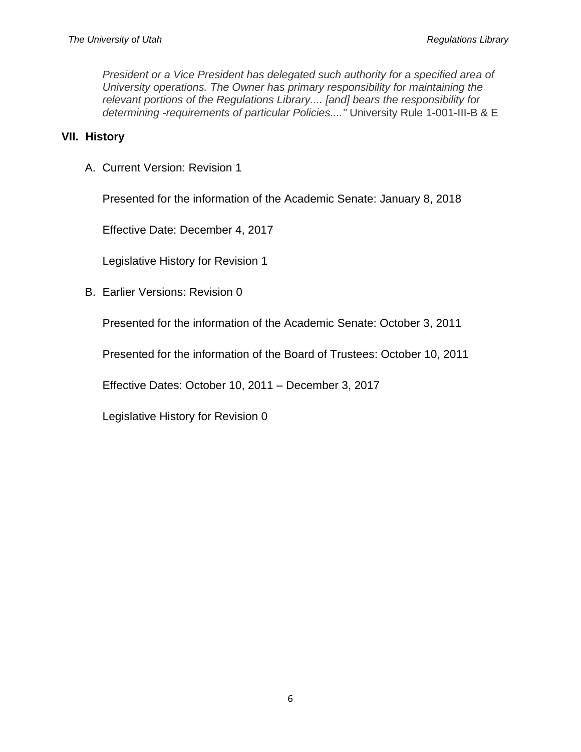*President or a Vice President has delegated such authority for a specified area of University operations. The Owner has primary responsibility for maintaining the relevant portions of the Regulations Library.... [and] bears the responsibility for determining -requirements of particular Policies...."* University Rule 1-001-III-B & E

## VII. History

A. Current Version: Revision 1

Presented for the information of the Academic Senate: January 8, 2018

Effective Date: December 4, 2017

Legislative History for Revision 1

B. Earlier Versions: Revision 0

Presented for the information of the Academic Senate: October 3, 2011

Presented for the information of the Board of Trustees: October 10, 2011

Effective Dates: October 10, 2011 – December 3, 2017

Legislative History for Revision 0